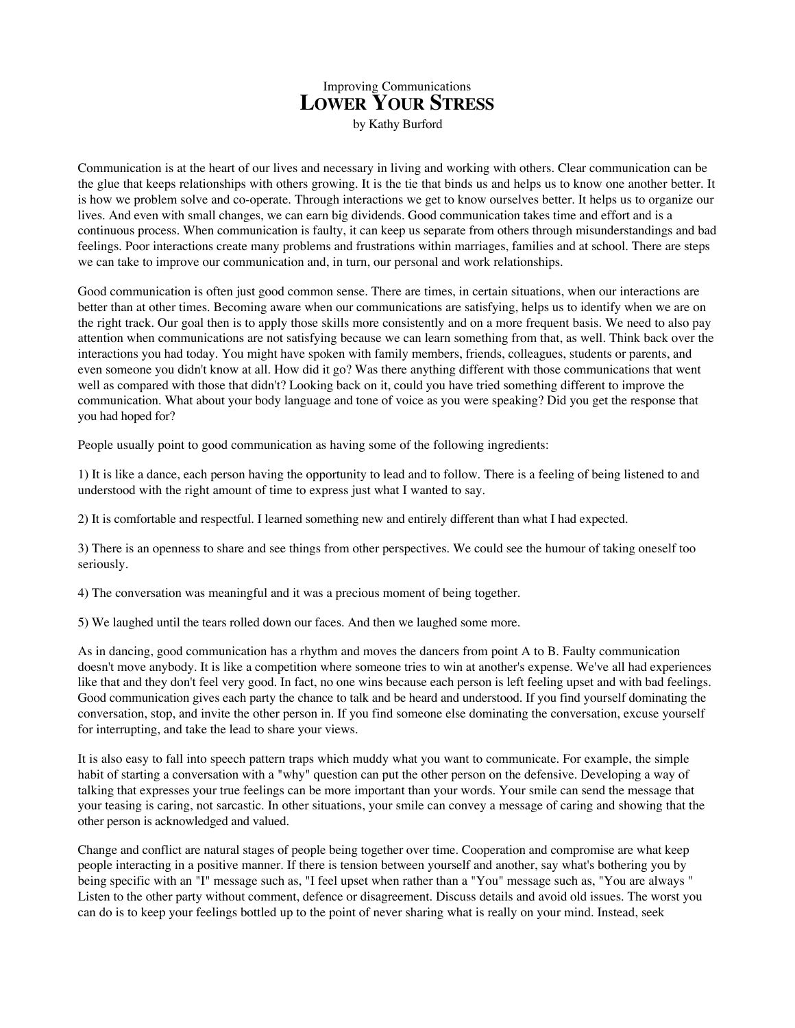Improving Communications

# LOWER YOUR STRESS

by Kathy Burford

Communication is at the heart of our lives and necessary in living and working with others. Clear communication can be the glue that keeps relationships with others growing. It is the tie that binds us and helps us to know one another better. It is how we problem solve and co-operate. Through interactions we get to know ourselves better. It helps us to organize our lives. And even with small changes, we can earn big dividends. Good communication takes time and effort and is a continuous process. When communication is faulty, it can keep us separate from others through misunderstandings and bad feelings. Poor interactions create many problems and frustrations within marriages, families and at school. There are steps we can take to improve our communication and, in turn, our personal and work relationships.

Good communication is often just good common sense. There are times, in certain situations, when our interactions are better than at other times. Becoming aware when our communications are satisfying, helps us to identify when we are on the right track. Our goal then is to apply those skills more consistently and on a more frequent basis. We need to also pay attention when communications are not satisfying because we can learn something from that, as well. Think back over the interactions you had today. You might have spoken with family members, friends, colleagues, students or parents, and even someone you didn't know at all. How did it go? Was there anything different with those communications that went well as compared with those that didn't? Looking back on it, could you have tried something different to improve the communication. What about your body language and tone of voice as you were speaking? Did you get the response that you had hoped for?

People usually point to good communication as having some of the following ingredients:

1) It is like a dance, each person having the opportunity to lead and to follow. There is a feeling of being listened to and understood with the right amount of time to express just what I wanted to say.

2) It is comfortable and respectful. I learned something new and entirely different than what I had expected.

3) There is an openness to share and see things from other perspectives. We could see the humour of taking oneself too seriously.

4) The conversation was meaningful and it was a precious moment of being together.

5) We laughed until the tears rolled down our faces. And then we laughed some more.

As in dancing, good communication has a rhythm and moves the dancers from point A to B. Faulty communication doesn't move anybody. It is like a competition where someone tries to win at another's expense. We've all had experiences like that and they don't feel very good. In fact, no one wins because each person is left feeling upset and with bad feelings. Good communication gives each party the chance to talk and be heard and understood. If you find yourself dominating the conversation, stop, and invite the other person in. If you find someone else dominating the conversation, excuse yourself for interrupting, and take the lead to share your views.

It is also easy to fall into speech pattern traps which muddy what you want to communicate. For example, the simple habit of starting a conversation with a "why" question can put the other person on the defensive. Developing a way of talking that expresses your true feelings can be more important than your words. Your smile can send the message that your teasing is caring, not sarcastic. In other situations, your smile can convey a message of caring and showing that the other person is acknowledged and valued.

Change and conflict are natural stages of people being together over time. Cooperation and compromise are what keep people interacting in a positive manner. If there is tension between yourself and another, say what's bothering you by being specific with an "I" message such as, "I feel upset when rather than a "You" message such as, "You are always " Listen to the other party without comment, defence or disagreement. Discuss details and avoid old issues. The worst you can do is to keep your feelings bottled up to the point of never sharing what is really on your mind. Instead, seek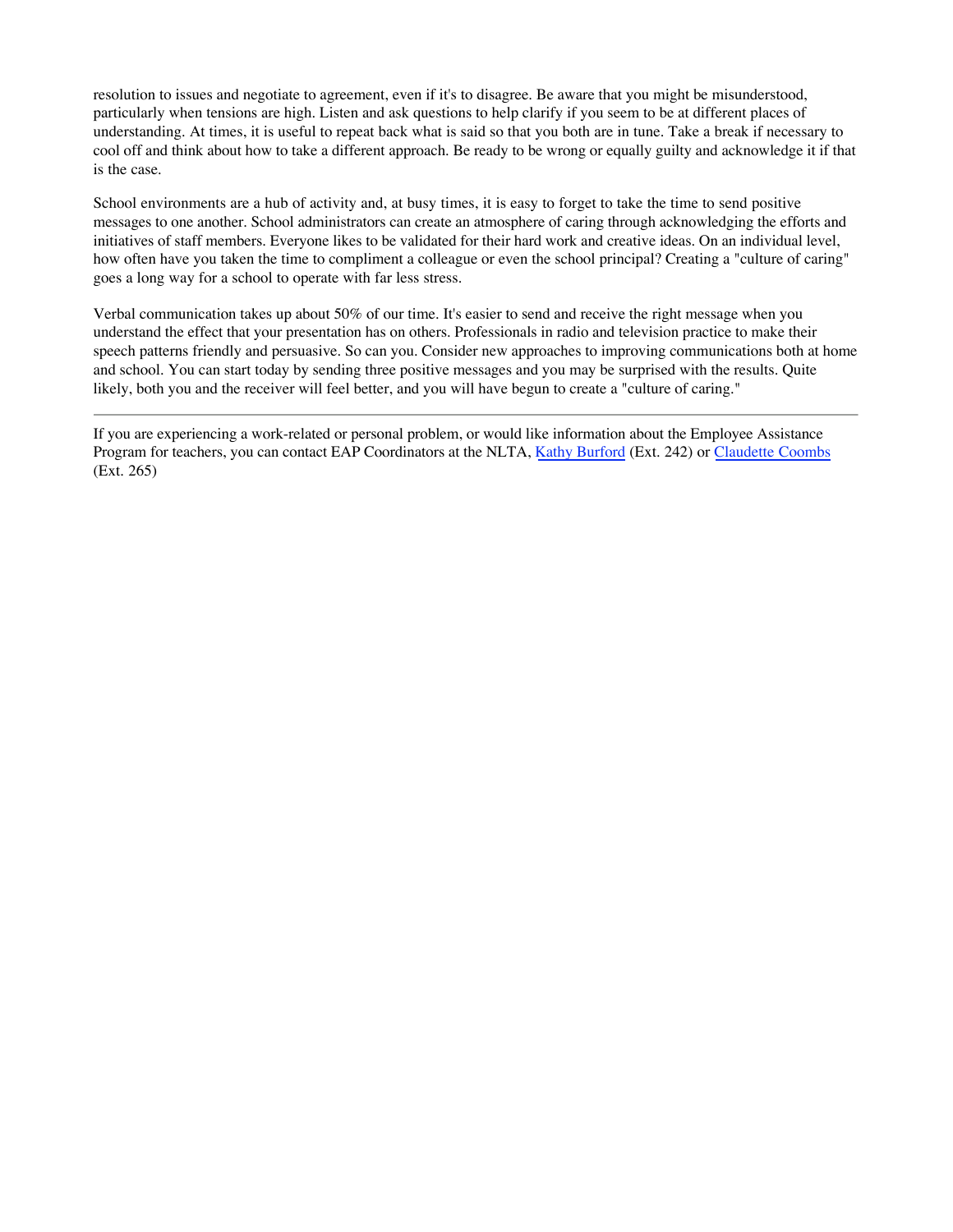resolution to issues and negotiate to agreement, even if it's to disagree. Be aware that you might be misunderstood, particularly when tensions are high. Listen and ask questions to help clarify if you seem to be at different places of understanding. At times, it is useful to repeat back what is said so that you both are in tune. Take a break if necessary to cool off and think about how to take a different approach. Be ready to be wrong or equally guilty and acknowledge it if that is the case.

School environments are a hub of activity and, at busy times, it is easy to forget to take the time to send positive messages to one another. School administrators can create an atmosphere of caring through acknowledging the efforts and initiatives of staff members. Everyone likes to be validated for their hard work and creative ideas. On an individual level, how often have you taken the time to compliment a colleague or even the school principal? Creating a "culture of caring" goes a long way for a school to operate with far less stress.

Verbal communication takes up about 50% of our time. It's easier to send and receive the right message when you understand the effect that your presentation has on others. Professionals in radio and television practice to make their speech patterns friendly and persuasive. So can you. Consider new approaches to improving communications both at home and school. You can start today by sending three positive messages and you may be surprised with the results. Quite likely, both you and the receiver will feel better, and you will have begun to create a "culture of caring."

---

If you are experiencing a work-related or personal problem, or would like information about the Employee Assistance Program for teachers, you can contact EAP Coordinators at the NLTA, Kathy Burford (Ext. 242) or Claudette Coombs (Ext. 265)